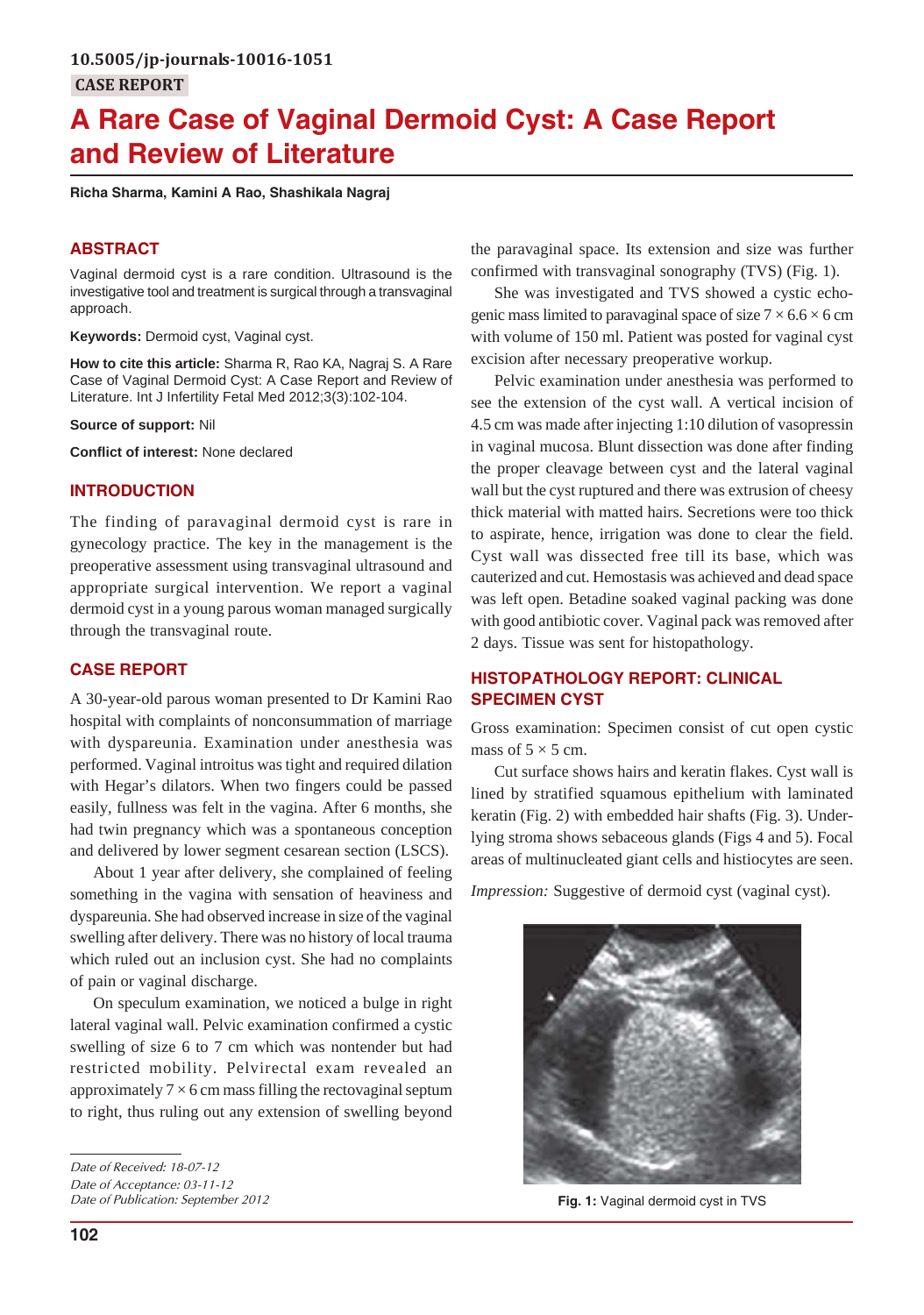10.5005/jp-journals-10016-1051

CASE REPORT

# A Rare Case of Vaginal Dermoid Cyst: A Case Report and Review of Literature

**Richa Sharma, Kamini A Rao, Shashikala Nagraj**

## ABSTRACT

Vaginal dermoid cyst is a rare condition. Ultrasound is the investigative tool and treatment is surgical through a transvaginal approach.

**Keywords:** Dermoid cyst, Vaginal cyst.

**How to cite this article:** Sharma R, Rao KA, Nagraj S. A Rare Case of Vaginal Dermoid Cyst: A Case Report and Review of Literature. Int J Infertility Fetal Med 2012;3(3):102-104.

**Source of support:** Nil

**Conflict of interest:** None declared

## INTRODUCTION

The finding of paravaginal dermoid cyst is rare in gynecology practice. The key in the management is the preoperative assessment using transvaginal ultrasound and appropriate surgical intervention. We report a vaginal dermoid cyst in a young parous woman managed surgically through the transvaginal route.

## CASE REPORT

A 30-year-old parous woman presented to Dr Kamini Rao hospital with complaints of nonconsummation of marriage with dyspareunia. Examination under anesthesia was performed. Vaginal introitus was tight and required dilation with Hegar's dilators. When two fingers could be passed easily, fullness was felt in the vagina. After 6 months, she had twin pregnancy which was a spontaneous conception and delivered by lower segment cesarean section (LSCS).

About 1 year after delivery, she complained of feeling something in the vagina with sensation of heaviness and dyspareunia. She had observed increase in size of the vaginal swelling after delivery. There was no history of local trauma which ruled out an inclusion cyst. She had no complaints of pain or vaginal discharge.

On speculum examination, we noticed a bulge in right lateral vaginal wall. Pelvic examination confirmed a cystic swelling of size 6 to 7 cm which was nontender but had restricted mobility. Pelvirectal exam revealed an approximately 7 × 6 cm mass filling the rectovaginal septum to right, thus ruling out any extension of swelling beyond the paravaginal space. Its extension and size was further confirmed with transvaginal sonography (TVS) (Fig. 1).

She was investigated and TVS showed a cystic echogenic mass limited to paravaginal space of size 7 × 6.6 × 6 cm with volume of 150 ml. Patient was posted for vaginal cyst excision after necessary preoperative workup.

Pelvic examination under anesthesia was performed to see the extension of the cyst wall. A vertical incision of 4.5 cm was made after injecting 1:10 dilution of vasopressin in vaginal mucosa. Blunt dissection was done after finding the proper cleavage between cyst and the lateral vaginal wall but the cyst ruptured and there was extrusion of cheesy thick material with matted hairs. Secretions were too thick to aspirate, hence, irrigation was done to clear the field. Cyst wall was dissected free till its base, which was cauterized and cut. Hemostasis was achieved and dead space was left open. Betadine soaked vaginal packing was done with good antibiotic cover. Vaginal pack was removed after 2 days. Tissue was sent for histopathology.

## HISTOPATHOLOGY REPORT: CLINICAL SPECIMEN CYST

Gross examination: Specimen consist of cut open cystic mass of 5 × 5 cm.

Cut surface shows hairs and keratin flakes. Cyst wall is lined by stratified squamous epithelium with laminated keratin (Fig. 2) with embedded hair shafts (Fig. 3). Underlying stroma shows sebaceous glands (Figs 4 and 5). Focal areas of multinucleated giant cells and histiocytes are seen.

*Impression:* Suggestive of dermoid cyst (vaginal cyst).

**Fig. 1:** Vaginal dermoid cyst in TVS

*Date of Received: 18-07-12*
*Date of Acceptance: 03-11-12*
*Date of Publication: September 2012*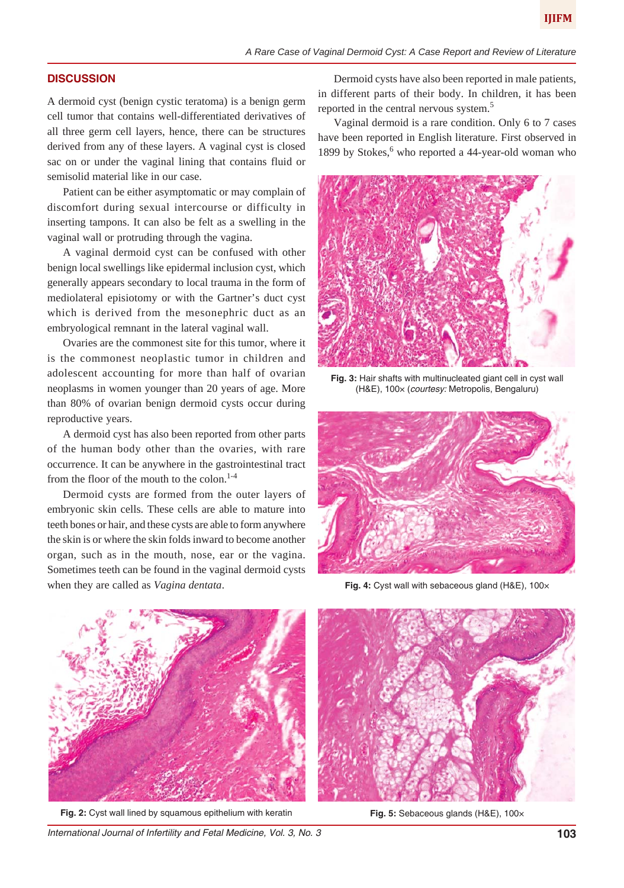## DISCUSSION

A dermoid cyst (benign cystic teratoma) is a benign germ cell tumor that contains well-differentiated derivatives of all three germ cell layers, hence, there can be structures derived from any of these layers. A vaginal cyst is closed sac on or under the vaginal lining that contains fluid or semisolid material like in our case.

Patient can be either asymptomatic or may complain of discomfort during sexual intercourse or difficulty in inserting tampons. It can also be felt as a swelling in the vaginal wall or protruding through the vagina.

A vaginal dermoid cyst can be confused with other benign local swellings like epidermal inclusion cyst, which generally appears secondary to local trauma in the form of mediolateral episiotomy or with the Gartner's duct cyst which is derived from the mesonephric duct as an embryological remnant in the lateral vaginal wall.

Ovaries are the commonest site for this tumor, where it is the commonest neoplastic tumor in children and adolescent accounting for more than half of ovarian neoplasms in women younger than 20 years of age. More than 80% of ovarian benign dermoid cysts occur during reproductive years.

A dermoid cyst has also been reported from other parts of the human body other than the ovaries, with rare occurrence. It can be anywhere in the gastrointestinal tract from the floor of the mouth to the colon.[1-4]

Dermoid cysts are formed from the outer layers of embryonic skin cells. These cells are able to mature into teeth bones or hair, and these cysts are able to form anywhere the skin is or where the skin folds inward to become another organ, such as in the mouth, nose, ear or the vagina. Sometimes teeth can be found in the vaginal dermoid cysts when they are called as *Vagina dentata*.

Dermoid cysts have also been reported in male patients, in different parts of their body. In children, it has been reported in the central nervous system.[5]

Vaginal dermoid is a rare condition. Only 6 to 7 cases have been reported in English literature. First observed in 1899 by Stokes,[6] who reported a 44-year-old woman who

**Fig. 3:** Hair shafts with multinucleated giant cell in cyst wall (H&E), 100× (*courtesy:* Metropolis, Bengaluru)

**Fig. 4:** Cyst wall with sebaceous gland (H&E), 100×

**Fig. 2:** Cyst wall lined by squamous epithelium with keratin

**Fig. 5:** Sebaceous glands (H&E), 100×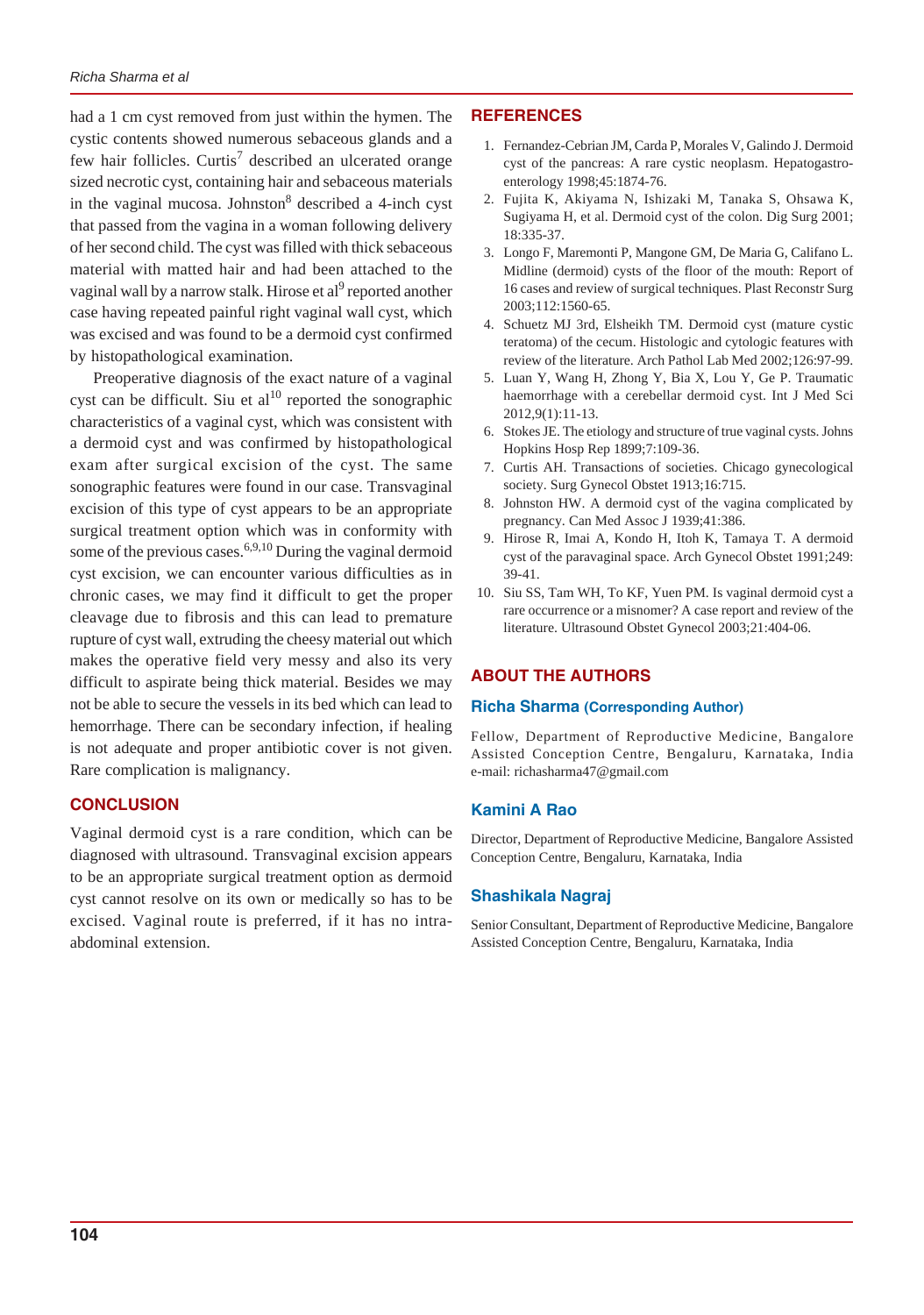had a 1 cm cyst removed from just within the hymen. The cystic contents showed numerous sebaceous glands and a few hair follicles. Curtis[7] described an ulcerated orange sized necrotic cyst, containing hair and sebaceous materials in the vaginal mucosa. Johnston[8] described a 4-inch cyst that passed from the vagina in a woman following delivery of her second child. The cyst was filled with thick sebaceous material with matted hair and had been attached to the vaginal wall by a narrow stalk. Hirose et al[9] reported another case having repeated painful right vaginal wall cyst, which was excised and was found to be a dermoid cyst confirmed by histopathological examination.

Preoperative diagnosis of the exact nature of a vaginal cyst can be difficult. Siu et al[10] reported the sonographic characteristics of a vaginal cyst, which was consistent with a dermoid cyst and was confirmed by histopathological exam after surgical excision of the cyst. The same sonographic features were found in our case. Transvaginal excision of this type of cyst appears to be an appropriate surgical treatment option which was in conformity with some of the previous cases.[6,9,10] During the vaginal dermoid cyst excision, we can encounter various difficulties as in chronic cases, we may find it difficult to get the proper cleavage due to fibrosis and this can lead to premature rupture of cyst wall, extruding the cheesy material out which makes the operative field very messy and also its very difficult to aspirate being thick material. Besides we may not be able to secure the vessels in its bed which can lead to hemorrhage. There can be secondary infection, if healing is not adequate and proper antibiotic cover is not given. Rare complication is malignancy.

## CONCLUSION

Vaginal dermoid cyst is a rare condition, which can be diagnosed with ultrasound. Transvaginal excision appears to be an appropriate surgical treatment option as dermoid cyst cannot resolve on its own or medically so has to be excised. Vaginal route is preferred, if it has no intra-abdominal extension.

## REFERENCES

1. Fernandez-Cebrian JM, Carda P, Morales V, Galindo J. Dermoid cyst of the pancreas: A rare cystic neoplasm. Hepatogastroenterology 1998;45:1874-76.
2. Fujita K, Akiyama N, Ishizaki M, Tanaka S, Ohsawa K, Sugiyama H, et al. Dermoid cyst of the colon. Dig Surg 2001; 18:335-37.
3. Longo F, Maremonti P, Mangone GM, De Maria G, Califano L. Midline (dermoid) cysts of the floor of the mouth: Report of 16 cases and review of surgical techniques. Plast Reconstr Surg 2003;112:1560-65.
4. Schuetz MJ 3rd, Elsheikh TM. Dermoid cyst (mature cystic teratoma) of the cecum. Histologic and cytologic features with review of the literature. Arch Pathol Lab Med 2002;126:97-99.
5. Luan Y, Wang H, Zhong Y, Bia X, Lou Y, Ge P. Traumatic haemorrhage with a cerebellar dermoid cyst. Int J Med Sci 2012,9(1):11-13.
6. Stokes JE. The etiology and structure of true vaginal cysts. Johns Hopkins Hosp Rep 1899;7:109-36.
7. Curtis AH. Transactions of societies. Chicago gynecological society. Surg Gynecol Obstet 1913;16:715.
8. Johnston HW. A dermoid cyst of the vagina complicated by pregnancy. Can Med Assoc J 1939;41:386.
9. Hirose R, Imai A, Kondo H, Itoh K, Tamaya T. A dermoid cyst of the paravaginal space. Arch Gynecol Obstet 1991;249: 39-41.
10. Siu SS, Tam WH, To KF, Yuen PM. Is vaginal dermoid cyst a rare occurrence or a misnomer? A case report and review of the literature. Ultrasound Obstet Gynecol 2003;21:404-06.

## ABOUT THE AUTHORS

### Richa Sharma (Corresponding Author)

Fellow, Department of Reproductive Medicine, Bangalore Assisted Conception Centre, Bengaluru, Karnataka, India
e-mail: richasharma47@gmail.com

### Kamini A Rao

Director, Department of Reproductive Medicine, Bangalore Assisted Conception Centre, Bengaluru, Karnataka, India

### Shashikala Nagraj

Senior Consultant, Department of Reproductive Medicine, Bangalore Assisted Conception Centre, Bengaluru, Karnataka, India